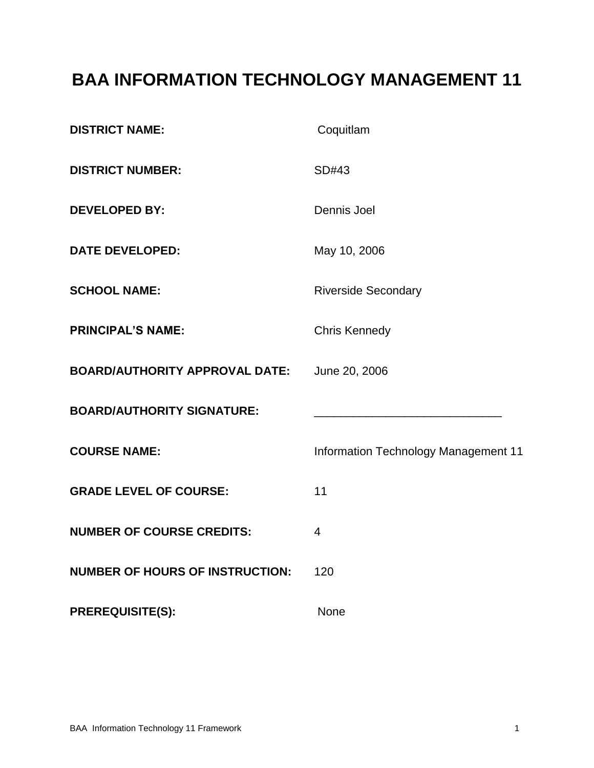# BAA INFORMATION TECHNOLOGY MANAGEMENT 11

**DISTRICT NAME:** Coquitlam

**DISTRICT NUMBER:** SD#43

**DEVELOPED BY:** Dennis Joel

**DATE DEVELOPED:** May 10, 2006

**SCHOOL NAME:** Riverside Secondary

**PRINCIPAL'S NAME:** Chris Kennedy

**BOARD/AUTHORITY APPROVAL DATE:** June 20, 2006

**BOARD/AUTHORITY SIGNATURE:** ____________________________

**COURSE NAME:** Information Technology Management 11

**GRADE LEVEL OF COURSE:** 11

**NUMBER OF COURSE CREDITS:** 4

**NUMBER OF HOURS OF INSTRUCTION:** 120

**PREREQUISITE(S):** None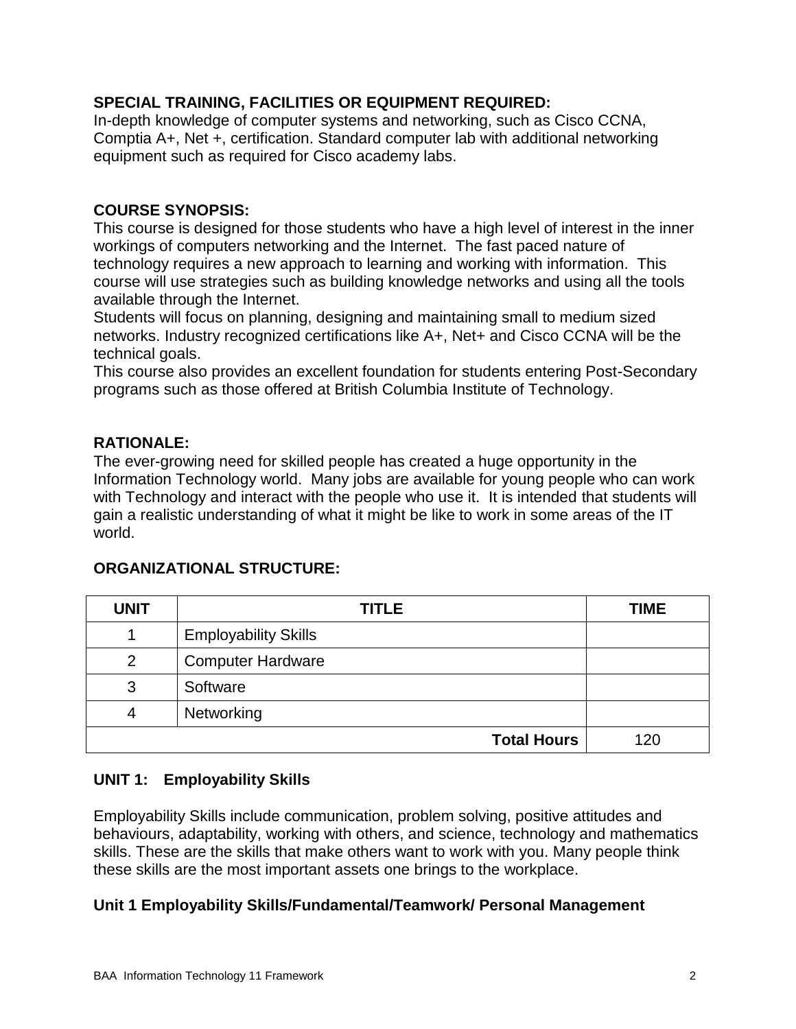**SPECIAL TRAINING, FACILITIES OR EQUIPMENT REQUIRED:**
In-depth knowledge of computer systems and networking, such as Cisco CCNA, Comptia A+, Net +, certification. Standard computer lab with additional networking equipment such as required for Cisco academy labs.

**COURSE SYNOPSIS:**
This course is designed for those students who have a high level of interest in the inner workings of computers networking and the Internet. The fast paced nature of technology requires a new approach to learning and working with information. This course will use strategies such as building knowledge networks and using all the tools available through the Internet.
Students will focus on planning, designing and maintaining small to medium sized networks. Industry recognized certifications like A+, Net+ and Cisco CCNA will be the technical goals.
This course also provides an excellent foundation for students entering Post-Secondary programs such as those offered at British Columbia Institute of Technology.

**RATIONALE:**
The ever-growing need for skilled people has created a huge opportunity in the Information Technology world. Many jobs are available for young people who can work with Technology and interact with the people who use it. It is intended that students will gain a realistic understanding of what it might be like to work in some areas of the IT world.

**ORGANIZATIONAL STRUCTURE:**

| UNIT | TITLE | TIME |
|---|---|---|
| 1 | Employability Skills | |
| 2 | Computer Hardware | |
| 3 | Software | |
| 4 | Networking | |
| | **Total Hours** | 120 |

**UNIT 1: Employability Skills**

Employability Skills include communication, problem solving, positive attitudes and behaviours, adaptability, working with others, and science, technology and mathematics skills. These are the skills that make others want to work with you. Many people think these skills are the most important assets one brings to the workplace.

**Unit 1 Employability Skills/Fundamental/Teamwork/ Personal Management**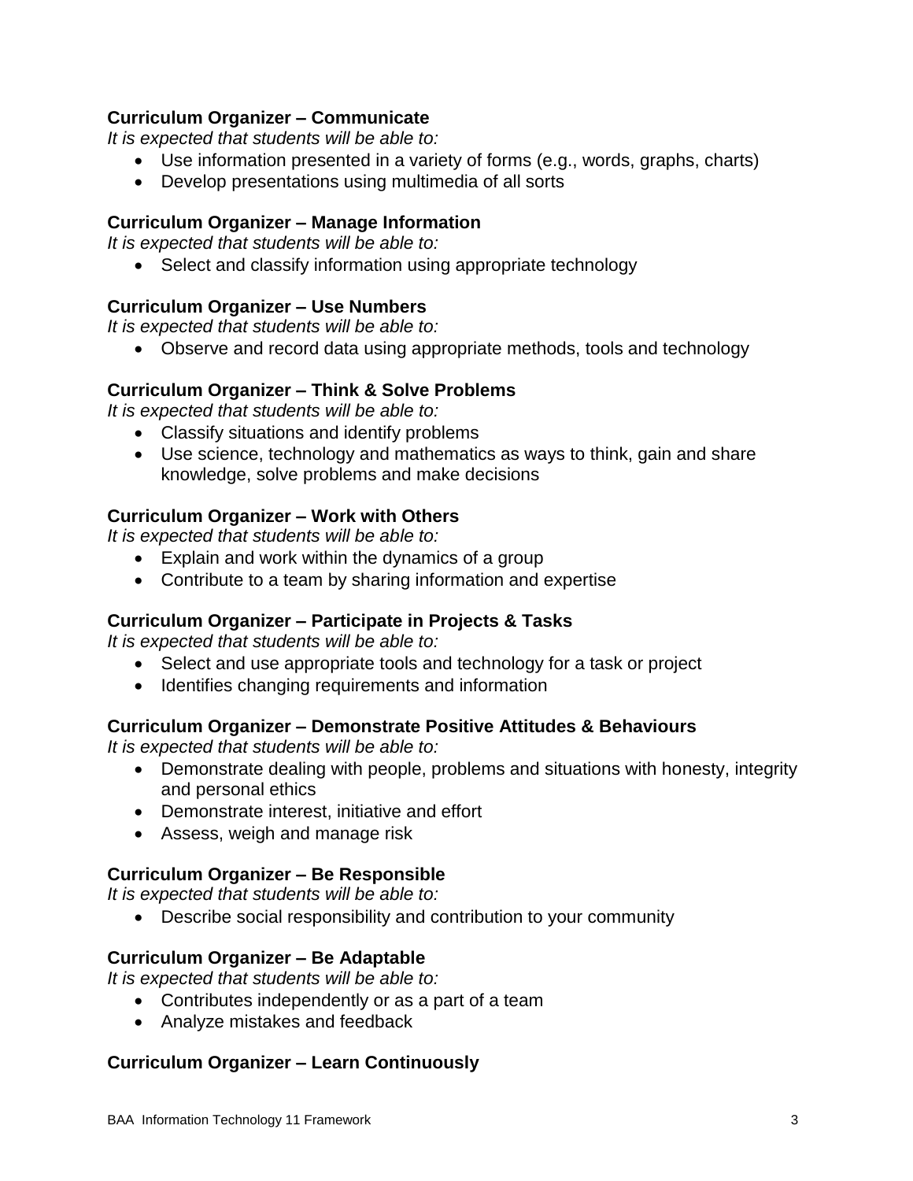**Curriculum Organizer – Communicate**

*It is expected that students will be able to:*

- Use information presented in a variety of forms (e.g., words, graphs, charts)
- Develop presentations using multimedia of all sorts

**Curriculum Organizer – Manage Information**

*It is expected that students will be able to:*

- Select and classify information using appropriate technology

**Curriculum Organizer – Use Numbers**

*It is expected that students will be able to:*

- Observe and record data using appropriate methods, tools and technology

**Curriculum Organizer – Think & Solve Problems**

*It is expected that students will be able to:*

- Classify situations and identify problems
- Use science, technology and mathematics as ways to think, gain and share knowledge, solve problems and make decisions

**Curriculum Organizer – Work with Others**

*It is expected that students will be able to:*

- Explain and work within the dynamics of a group
- Contribute to a team by sharing information and expertise

**Curriculum Organizer – Participate in Projects & Tasks**

*It is expected that students will be able to:*

- Select and use appropriate tools and technology for a task or project
- Identifies changing requirements and information

**Curriculum Organizer – Demonstrate Positive Attitudes & Behaviours**

*It is expected that students will be able to:*

- Demonstrate dealing with people, problems and situations with honesty, integrity and personal ethics
- Demonstrate interest, initiative and effort
- Assess, weigh and manage risk

**Curriculum Organizer – Be Responsible**

*It is expected that students will be able to:*

- Describe social responsibility and contribution to your community

**Curriculum Organizer – Be Adaptable**

*It is expected that students will be able to:*

- Contributes independently or as a part of a team
- Analyze mistakes and feedback

**Curriculum Organizer – Learn Continuously**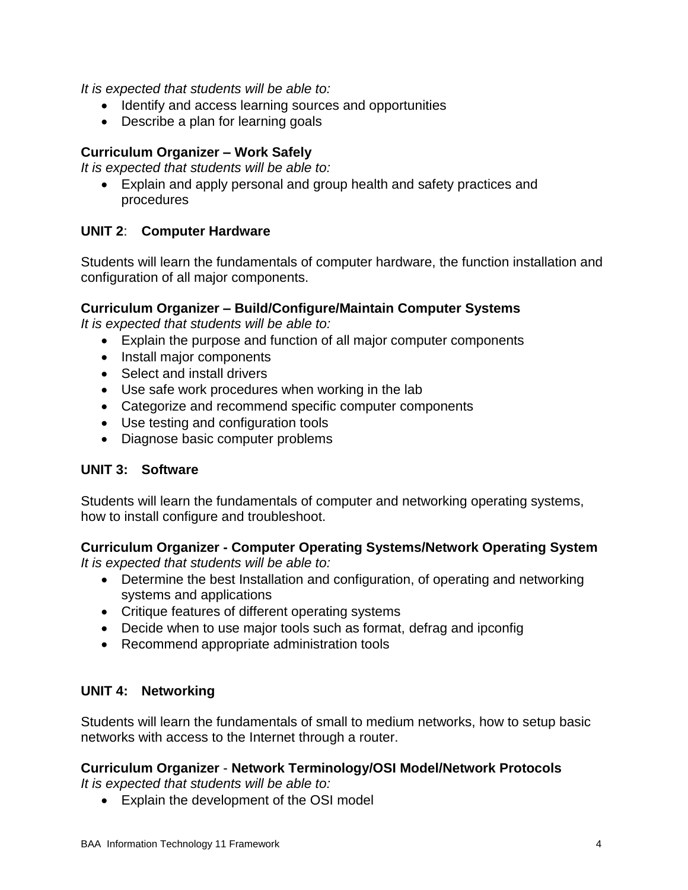*It is expected that students will be able to:*

- Identify and access learning sources and opportunities
- Describe a plan for learning goals

**Curriculum Organizer – Work Safely**

*It is expected that students will be able to:*

- Explain and apply personal and group health and safety practices and procedures

## UNIT 2: Computer Hardware

Students will learn the fundamentals of computer hardware, the function installation and configuration of all major components.

**Curriculum Organizer – Build/Configure/Maintain Computer Systems**

*It is expected that students will be able to:*

- Explain the purpose and function of all major computer components
- Install major components
- Select and install drivers
- Use safe work procedures when working in the lab
- Categorize and recommend specific computer components
- Use testing and configuration tools
- Diagnose basic computer problems

## UNIT 3: Software

Students will learn the fundamentals of computer and networking operating systems, how to install configure and troubleshoot.

**Curriculum Organizer - Computer Operating Systems/Network Operating System**

*It is expected that students will be able to:*

- Determine the best Installation and configuration, of operating and networking systems and applications
- Critique features of different operating systems
- Decide when to use major tools such as format, defrag and ipconfig
- Recommend appropriate administration tools

## UNIT 4: Networking

Students will learn the fundamentals of small to medium networks, how to setup basic networks with access to the Internet through a router.

**Curriculum Organizer - Network Terminology/OSI Model/Network Protocols**

*It is expected that students will be able to:*

- Explain the development of the OSI model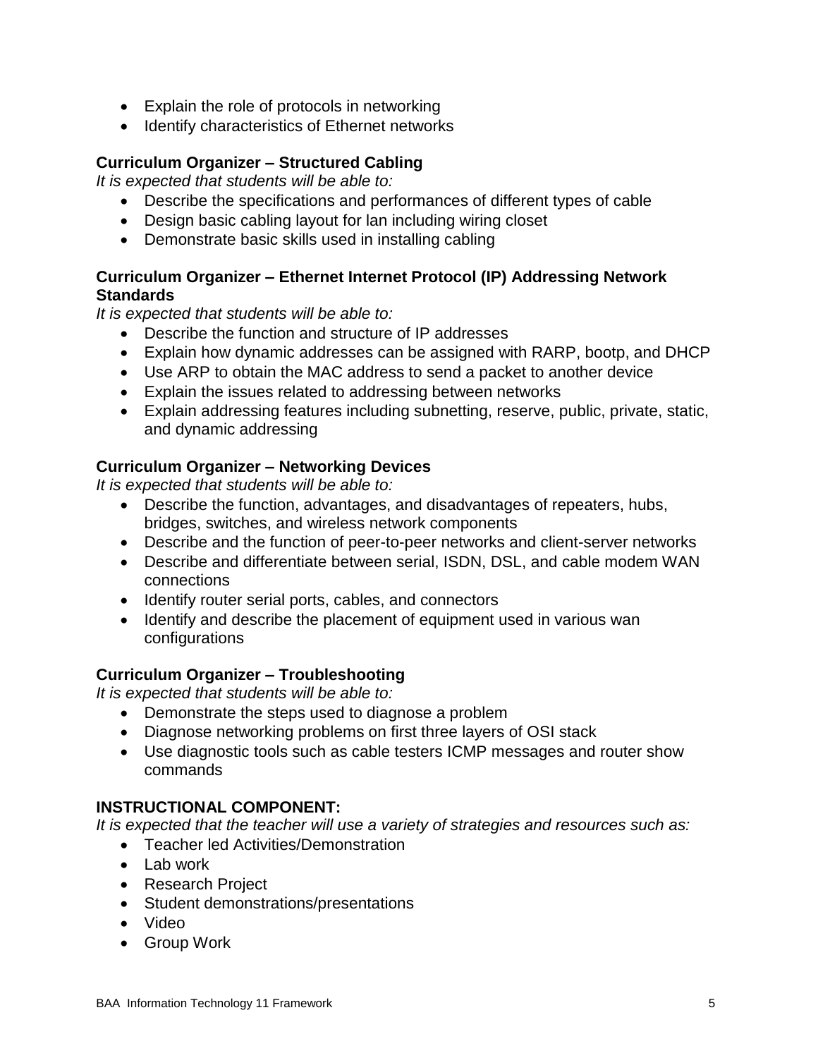- Explain the role of protocols in networking
- Identify characteristics of Ethernet networks

**Curriculum Organizer – Structured Cabling**

*It is expected that students will be able to:*

- Describe the specifications and performances of different types of cable
- Design basic cabling layout for lan including wiring closet
- Demonstrate basic skills used in installing cabling

**Curriculum Organizer – Ethernet Internet Protocol (IP) Addressing Network Standards**

*It is expected that students will be able to:*

- Describe the function and structure of IP addresses
- Explain how dynamic addresses can be assigned with RARP, bootp, and DHCP
- Use ARP to obtain the MAC address to send a packet to another device
- Explain the issues related to addressing between networks
- Explain addressing features including subnetting, reserve, public, private, static, and dynamic addressing

**Curriculum Organizer – Networking Devices**

*It is expected that students will be able to:*

- Describe the function, advantages, and disadvantages of repeaters, hubs, bridges, switches, and wireless network components
- Describe and the function of peer-to-peer networks and client-server networks
- Describe and differentiate between serial, ISDN, DSL, and cable modem WAN connections
- Identify router serial ports, cables, and connectors
- Identify and describe the placement of equipment used in various wan configurations

**Curriculum Organizer – Troubleshooting**

*It is expected that students will be able to:*

- Demonstrate the steps used to diagnose a problem
- Diagnose networking problems on first three layers of OSI stack
- Use diagnostic tools such as cable testers ICMP messages and router show commands

**INSTRUCTIONAL COMPONENT:**

*It is expected that the teacher will use a variety of strategies and resources such as:*

- Teacher led Activities/Demonstration
- Lab work
- Research Project
- Student demonstrations/presentations
- Video
- Group Work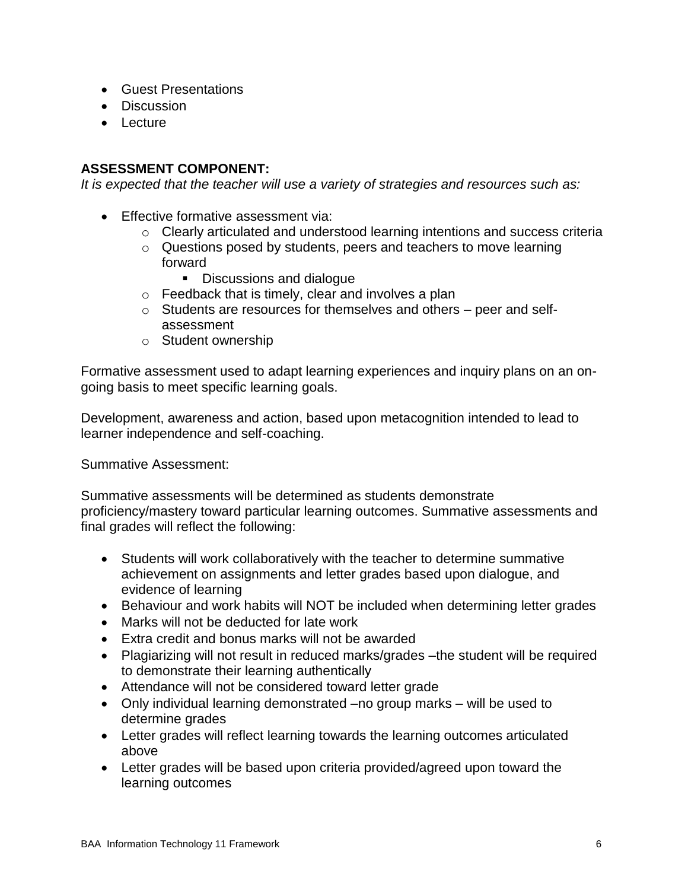- Guest Presentations
- Discussion
- Lecture

**ASSESSMENT COMPONENT:**

*It is expected that the teacher will use a variety of strategies and resources such as:*

- Effective formative assessment via:
  - Clearly articulated and understood learning intentions and success criteria
  - Questions posed by students, peers and teachers to move learning forward
    - Discussions and dialogue
  - Feedback that is timely, clear and involves a plan
  - Students are resources for themselves and others – peer and self-assessment
  - Student ownership

Formative assessment used to adapt learning experiences and inquiry plans on an on-going basis to meet specific learning goals.

Development, awareness and action, based upon metacognition intended to lead to learner independence and self-coaching.

Summative Assessment:

Summative assessments will be determined as students demonstrate proficiency/mastery toward particular learning outcomes. Summative assessments and final grades will reflect the following:

- Students will work collaboratively with the teacher to determine summative achievement on assignments and letter grades based upon dialogue, and evidence of learning
- Behaviour and work habits will NOT be included when determining letter grades
- Marks will not be deducted for late work
- Extra credit and bonus marks will not be awarded
- Plagiarizing will not result in reduced marks/grades –the student will be required to demonstrate their learning authentically
- Attendance will not be considered toward letter grade
- Only individual learning demonstrated –no group marks – will be used to determine grades
- Letter grades will reflect learning towards the learning outcomes articulated above
- Letter grades will be based upon criteria provided/agreed upon toward the learning outcomes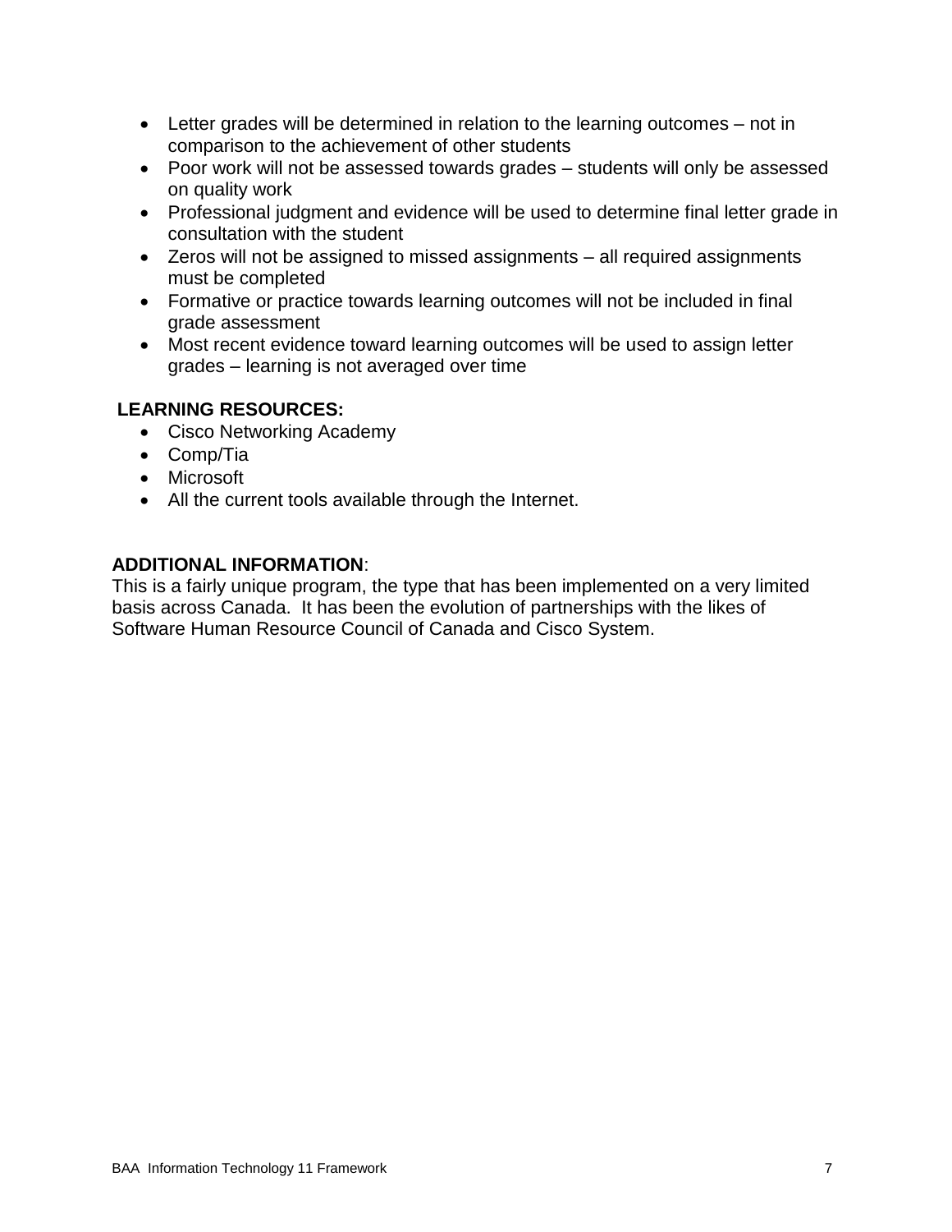- Letter grades will be determined in relation to the learning outcomes – not in comparison to the achievement of other students
- Poor work will not be assessed towards grades – students will only be assessed on quality work
- Professional judgment and evidence will be used to determine final letter grade in consultation with the student
- Zeros will not be assigned to missed assignments – all required assignments must be completed
- Formative or practice towards learning outcomes will not be included in final grade assessment
- Most recent evidence toward learning outcomes will be used to assign letter grades – learning is not averaged over time

**LEARNING RESOURCES:**

- Cisco Networking Academy
- Comp/Tia
- Microsoft
- All the current tools available through the Internet.

**ADDITIONAL INFORMATION**:

This is a fairly unique program, the type that has been implemented on a very limited basis across Canada. It has been the evolution of partnerships with the likes of Software Human Resource Council of Canada and Cisco System.